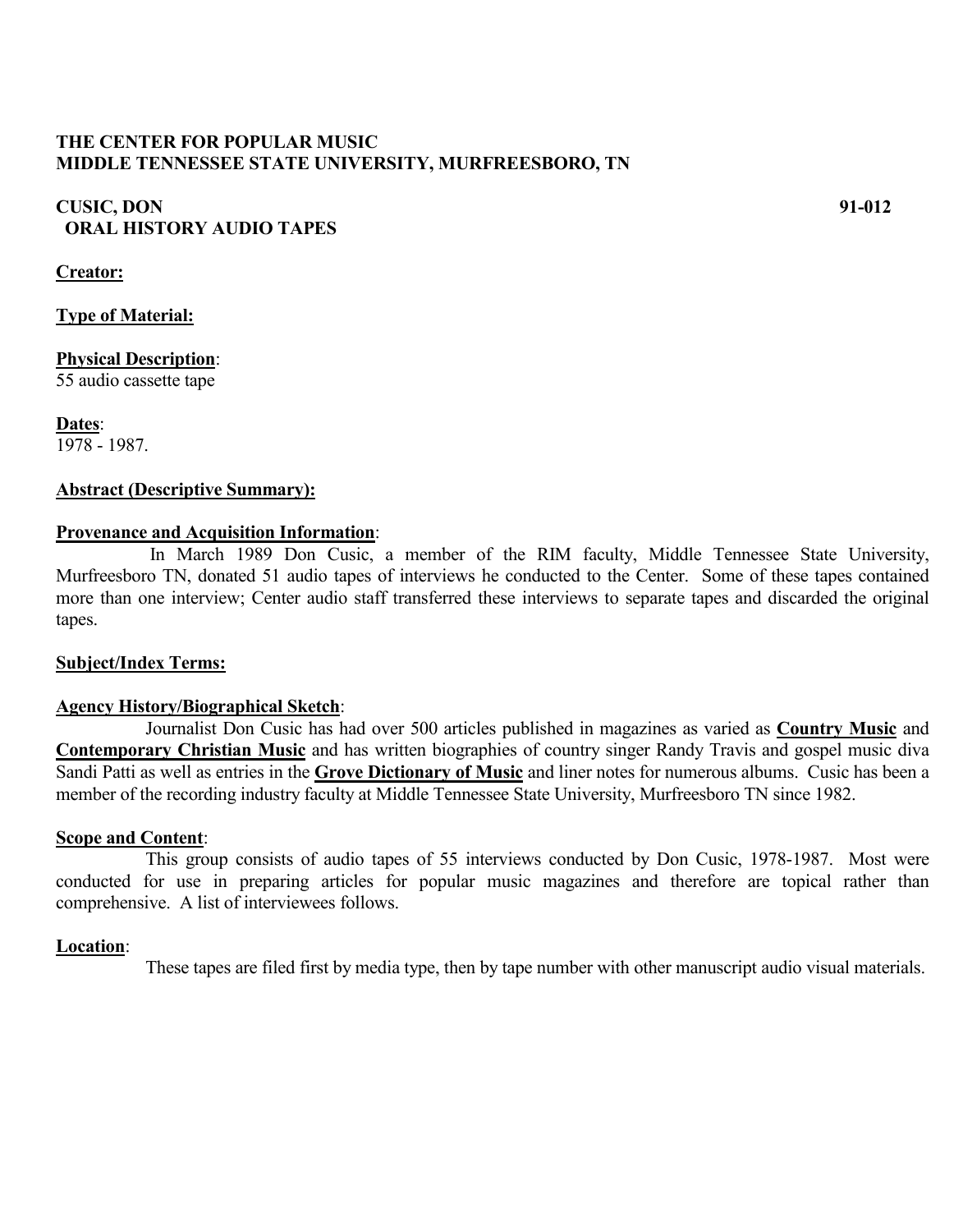**THE CENTER FOR POPULAR MUSIC**
**MIDDLE TENNESSEE STATE UNIVERSITY, MURFREESBORO, TN**

**CUSIC, DON** **91-012**
**ORAL HISTORY AUDIO TAPES**

**Creator:**

**Type of Material:**

**Physical Description**:
55 audio cassette tape

**Dates**:
1978 - 1987.

**Abstract (Descriptive Summary):**

**Provenance and Acquisition Information**:
In March 1989 Don Cusic, a member of the RIM faculty, Middle Tennessee State University, Murfreesboro TN, donated 51 audio tapes of interviews he conducted to the Center. Some of these tapes contained more than one interview; Center audio staff transferred these interviews to separate tapes and discarded the original tapes.

**Subject/Index Terms:**

**Agency History/Biographical Sketch**:
Journalist Don Cusic has had over 500 articles published in magazines as varied as **Country Music** and **Contemporary Christian Music** and has written biographies of country singer Randy Travis and gospel music diva Sandi Patti as well as entries in the **Grove Dictionary of Music** and liner notes for numerous albums. Cusic has been a member of the recording industry faculty at Middle Tennessee State University, Murfreesboro TN since 1982.

**Scope and Content**:
This group consists of audio tapes of 55 interviews conducted by Don Cusic, 1978-1987. Most were conducted for use in preparing articles for popular music magazines and therefore are topical rather than comprehensive. A list of interviewees follows.

**Location**:
These tapes are filed first by media type, then by tape number with other manuscript audio visual materials.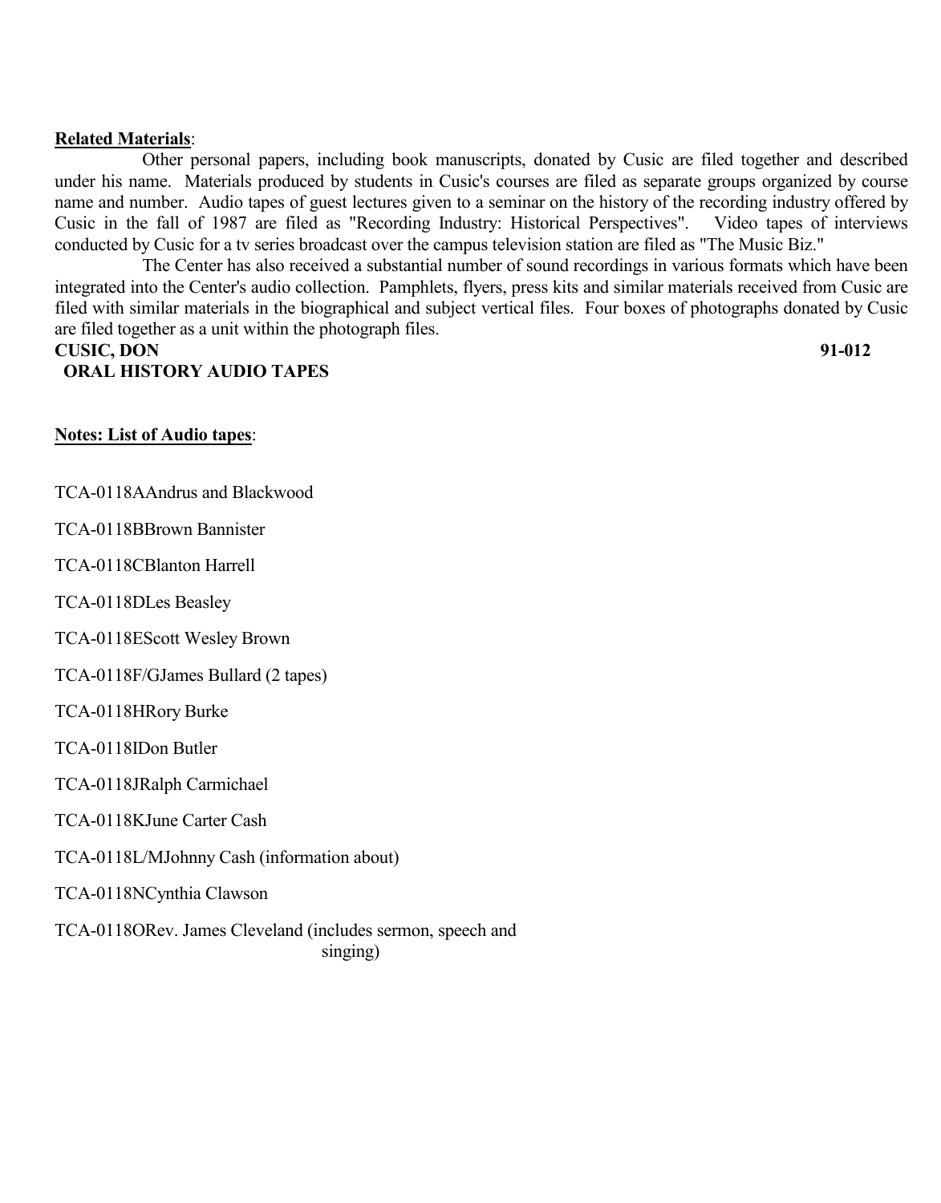**Related Materials**:

Other personal papers, including book manuscripts, donated by Cusic are filed together and described under his name. Materials produced by students in Cusic's courses are filed as separate groups organized by course name and number. Audio tapes of guest lectures given to a seminar on the history of the recording industry offered by Cusic in the fall of 1987 are filed as "Recording Industry: Historical Perspectives". Video tapes of interviews conducted by Cusic for a tv series broadcast over the campus television station are filed as "The Music Biz."

The Center has also received a substantial number of sound recordings in various formats which have been integrated into the Center's audio collection. Pamphlets, flyers, press kits and similar materials received from Cusic are filed with similar materials in the biographical and subject vertical files. Four boxes of photographs donated by Cusic are filed together as a unit within the photograph files.

**CUSIC, DON** **91-012**

**ORAL HISTORY AUDIO TAPES**

**Notes: List of Audio tapes**:

TCA-0118AAndrus and Blackwood

TCA-0118BBrown Bannister

TCA-0118CBlanton Harrell

TCA-0118DLes Beasley

TCA-0118EScott Wesley Brown

TCA-0118F/GJames Bullard (2 tapes)

TCA-0118HRory Burke

TCA-0118IDon Butler

TCA-0118JRalph Carmichael

TCA-0118KJune Carter Cash

TCA-0118L/MJohnny Cash (information about)

TCA-0118NCynthia Clawson

TCA-0118ORev. James Cleveland (includes sermon, speech and singing)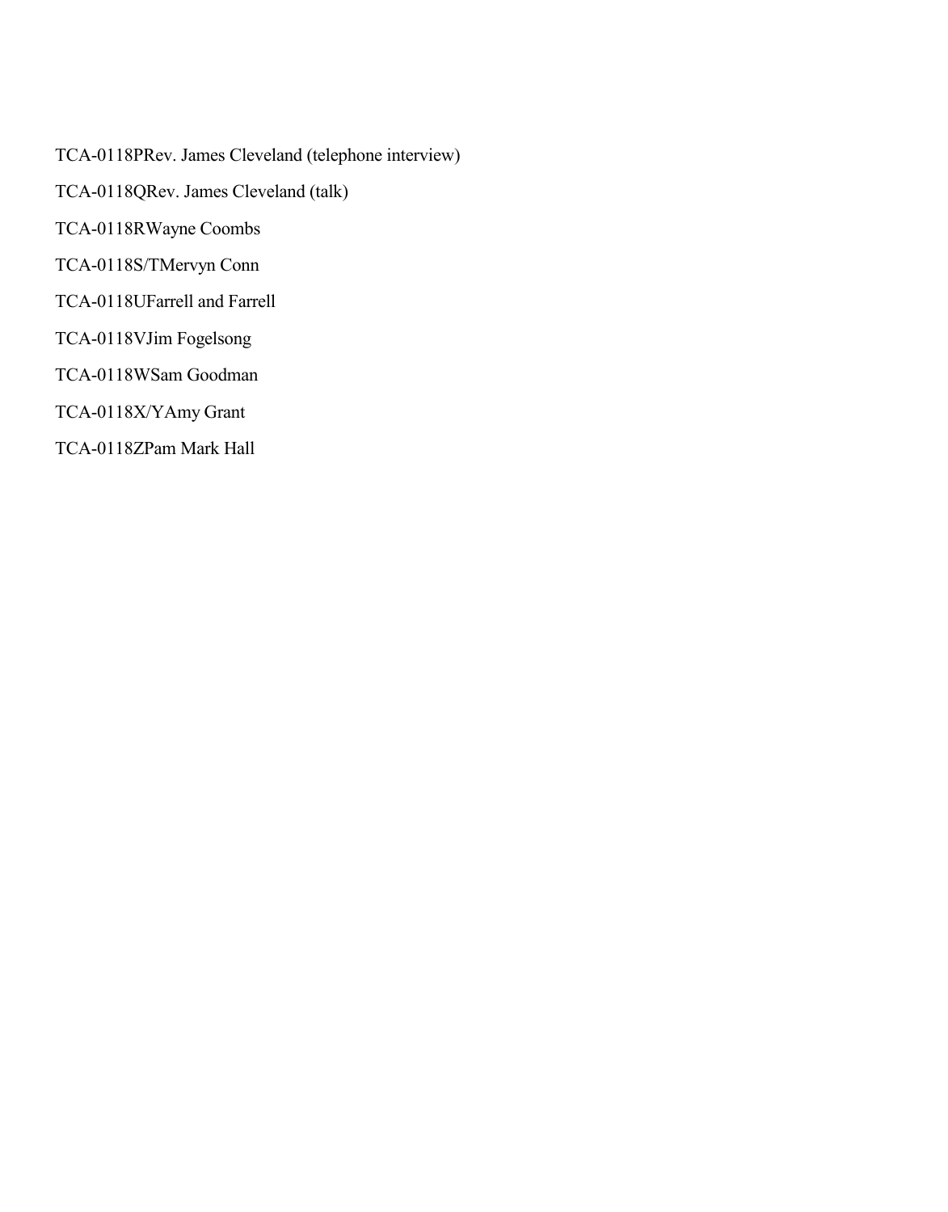TCA-0118PRev. James Cleveland (telephone interview)

TCA-0118QRev. James Cleveland (talk)

TCA-0118RWayne Coombs

TCA-0118S/TMervyn Conn

TCA-0118UFarrell and Farrell

TCA-0118VJim Fogelsong

TCA-0118WSam Goodman

TCA-0118X/YAmy Grant

TCA-0118ZPam Mark Hall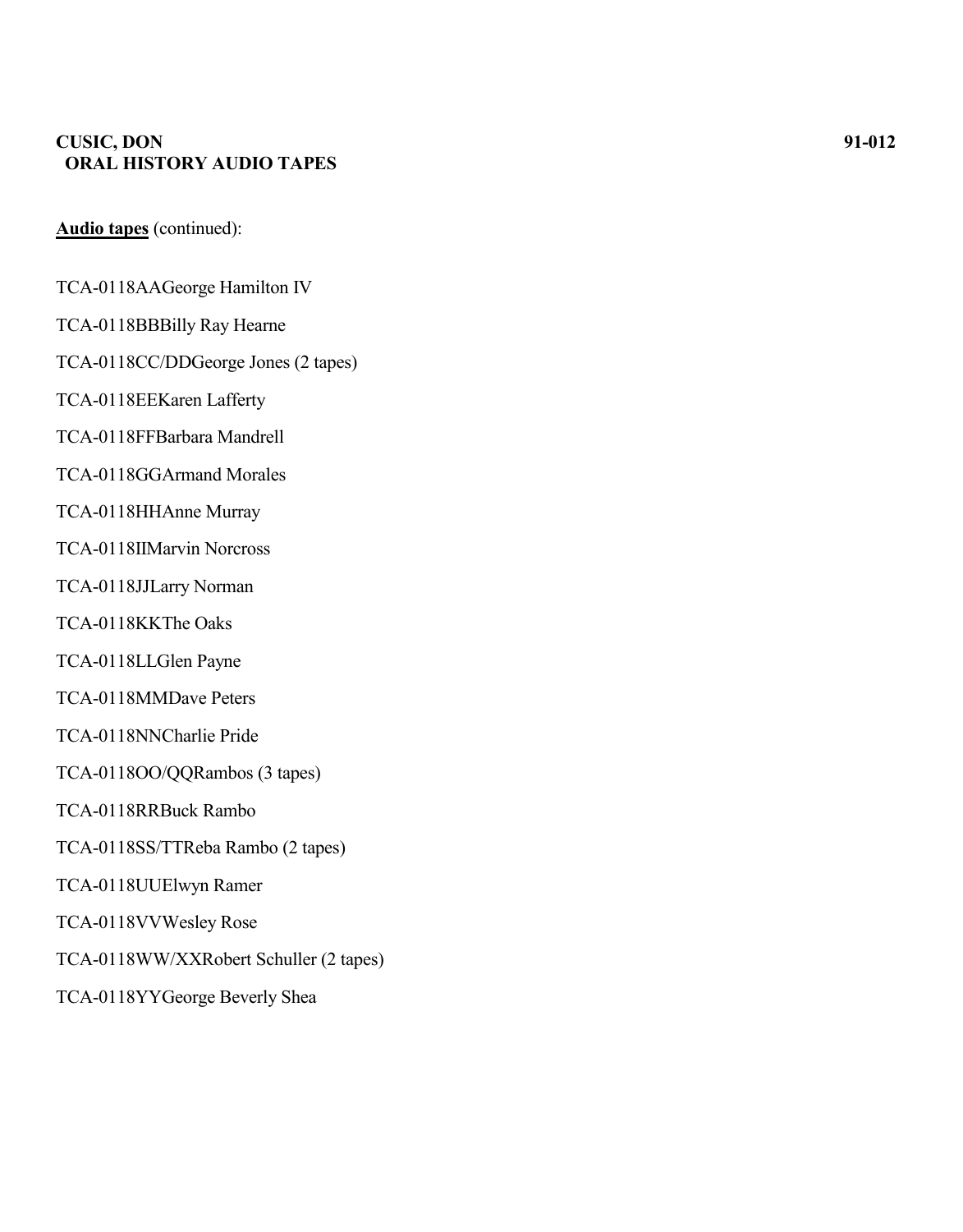**CUSIC, DON** **91-012**
**ORAL HISTORY AUDIO TAPES**

**Audio tapes** (continued):

TCA-0118AAGeorge Hamilton IV

TCA-0118BBBilly Ray Hearne

TCA-0118CC/DDGeorge Jones (2 tapes)

TCA-0118EEKaren Lafferty

TCA-0118FFBarbara Mandrell

TCA-0118GGArmand Morales

TCA-0118HHAnne Murray

TCA-0118IIMarvin Norcross

TCA-0118JJLarry Norman

TCA-0118KKThe Oaks

TCA-0118LLGlen Payne

TCA-0118MMDave Peters

TCA-0118NNCharlie Pride

TCA-0118OO/QQRambos (3 tapes)

TCA-0118RRBuck Rambo

TCA-0118SS/TTReba Rambo (2 tapes)

TCA-0118UUElwyn Ramer

TCA-0118VVWesley Rose

TCA-0118WW/XXRobert Schuller (2 tapes)

TCA-0118YYGeorge Beverly Shea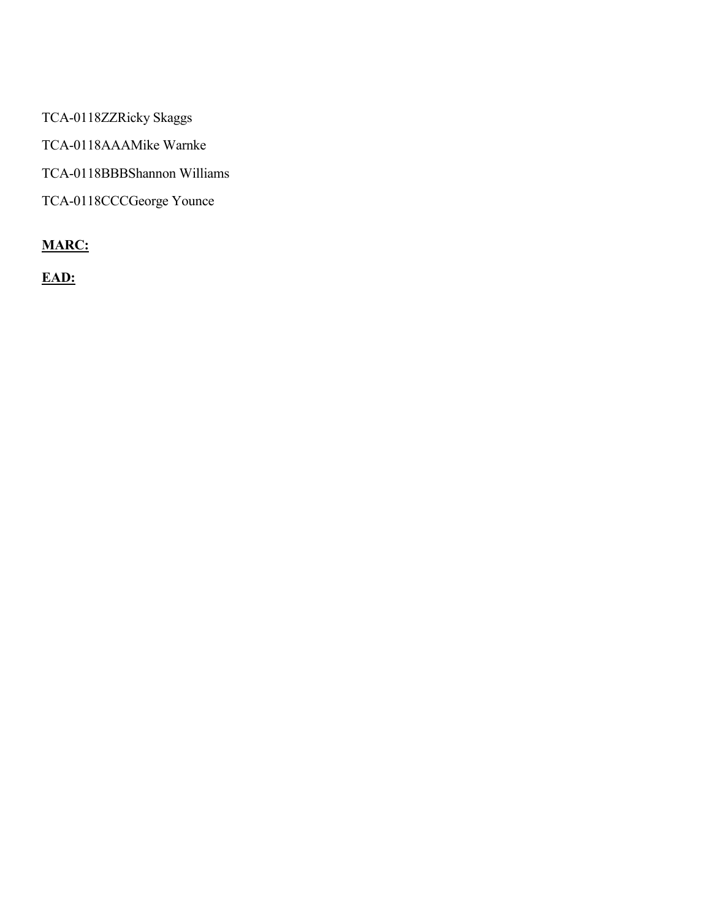TCA-0118ZZRicky Skaggs

TCA-0118AAAMike Warnke

TCA-0118BBBShannon Williams

TCA-0118CCCGeorge Younce

**MARC:**

**EAD:**